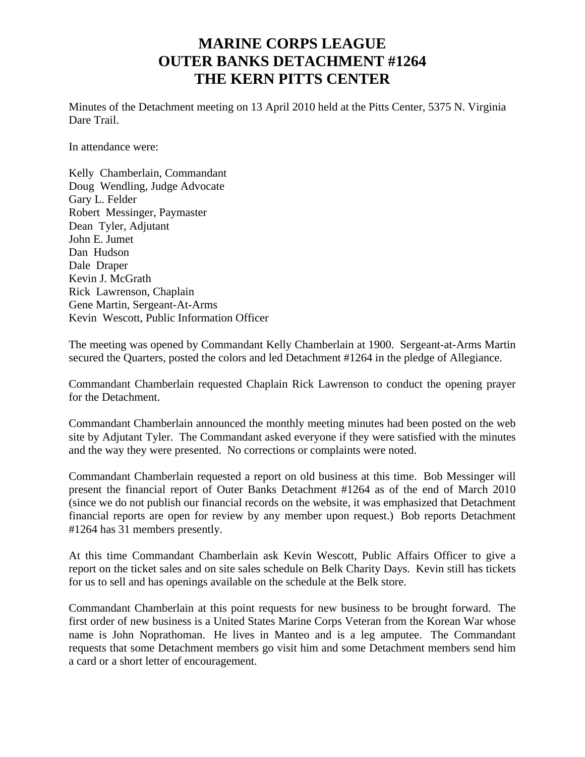# MARINE CORPS LEAGUE
# OUTER BANKS DETACHMENT #1264
# THE KERN PITTS CENTER

Minutes of the Detachment meeting on 13 April 2010 held at the Pitts Center, 5375 N. Virginia Dare Trail.

In attendance were:

Kelly Chamberlain, Commandant
Doug Wendling, Judge Advocate
Gary L. Felder
Robert Messinger, Paymaster
Dean Tyler, Adjutant
John E. Jumet
Dan Hudson
Dale Draper
Kevin J. McGrath
Rick Lawrenson, Chaplain
Gene Martin, Sergeant-At-Arms
Kevin Wescott, Public Information Officer

The meeting was opened by Commandant Kelly Chamberlain at 1900. Sergeant-at-Arms Martin secured the Quarters, posted the colors and led Detachment #1264 in the pledge of Allegiance.

Commandant Chamberlain requested Chaplain Rick Lawrenson to conduct the opening prayer for the Detachment.

Commandant Chamberlain announced the monthly meeting minutes had been posted on the web site by Adjutant Tyler. The Commandant asked everyone if they were satisfied with the minutes and the way they were presented. No corrections or complaints were noted.

Commandant Chamberlain requested a report on old business at this time. Bob Messinger will present the financial report of Outer Banks Detachment #1264 as of the end of March 2010 (since we do not publish our financial records on the website, it was emphasized that Detachment financial reports are open for review by any member upon request.) Bob reports Detachment #1264 has 31 members presently.

At this time Commandant Chamberlain ask Kevin Wescott, Public Affairs Officer to give a report on the ticket sales and on site sales schedule on Belk Charity Days. Kevin still has tickets for us to sell and has openings available on the schedule at the Belk store.

Commandant Chamberlain at this point requests for new business to be brought forward. The first order of new business is a United States Marine Corps Veteran from the Korean War whose name is John Noprathoman. He lives in Manteo and is a leg amputee. The Commandant requests that some Detachment members go visit him and some Detachment members send him a card or a short letter of encouragement.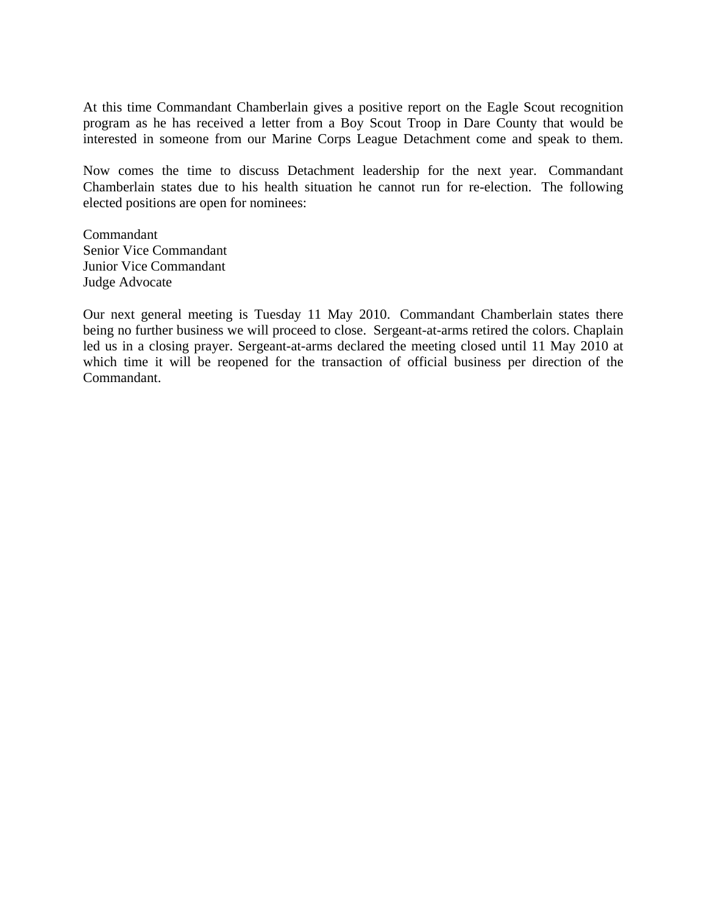At this time Commandant Chamberlain gives a positive report on the Eagle Scout recognition program as he has received a letter from a Boy Scout Troop in Dare County that would be interested in someone from our Marine Corps League Detachment come and speak to them.

Now comes the time to discuss Detachment leadership for the next year. Commandant Chamberlain states due to his health situation he cannot run for re-election. The following elected positions are open for nominees:

Commandant
Senior Vice Commandant
Junior Vice Commandant
Judge Advocate

Our next general meeting is Tuesday 11 May 2010. Commandant Chamberlain states there being no further business we will proceed to close. Sergeant-at-arms retired the colors. Chaplain led us in a closing prayer. Sergeant-at-arms declared the meeting closed until 11 May 2010 at which time it will be reopened for the transaction of official business per direction of the Commandant.